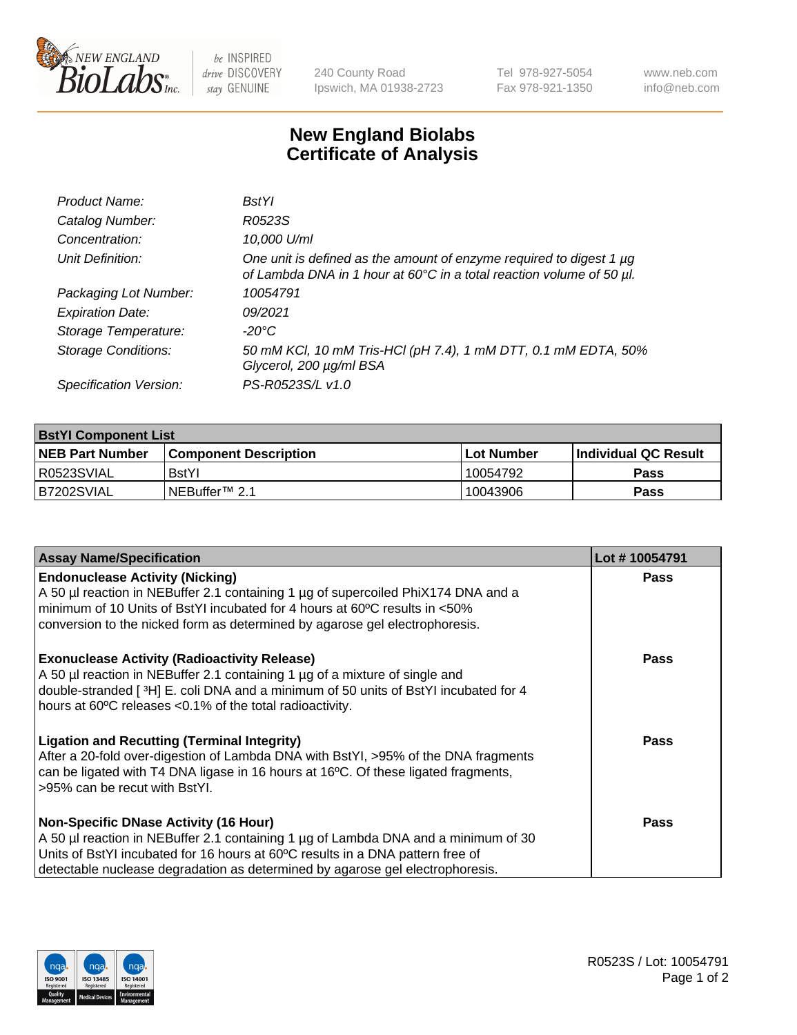New England BioLabs Inc. — be INSPIRED drive DISCOVERY stay GENUINE

240 County Road
Ipswich, MA 01938-2723

Tel 978-927-5054
Fax 978-921-1350

www.neb.com
info@neb.com

# New England Biolabs Certificate of Analysis

| | |
|---|---|
| *Product Name:* | *BstYI* |
| *Catalog Number:* | *R0523S* |
| *Concentration:* | *10,000 U/ml* |
| *Unit Definition:* | *One unit is defined as the amount of enzyme required to digest 1 µg of Lambda DNA in 1 hour at 60°C in a total reaction volume of 50 µl.* |
| *Packaging Lot Number:* | *10054791* |
| *Expiration Date:* | *09/2021* |
| *Storage Temperature:* | *-20°C* |
| *Storage Conditions:* | *50 mM KCl, 10 mM Tris-HCl (pH 7.4), 1 mM DTT, 0.1 mM EDTA, 50% Glycerol, 200 µg/ml BSA* |
| *Specification Version:* | *PS-R0523S/L v1.0* |

| **BstYI Component List** | | | |
|---|---|---|---|
| **NEB Part Number** | **Component Description** | **Lot Number** | **Individual QC Result** |
| R0523SVIAL | BstYI | 10054792 | **Pass** |
| B7202SVIAL | NEBuffer™ 2.1 | 10043906 | **Pass** |

| **Assay Name/Specification** | **Lot # 10054791** |
|---|---|
| **Endonuclease Activity (Nicking)**<br>A 50 µl reaction in NEBuffer 2.1 containing 1 µg of supercoiled PhiX174 DNA and a minimum of 10 Units of BstYI incubated for 4 hours at 60ºC results in <50% conversion to the nicked form as determined by agarose gel electrophoresis. | **Pass** |
| **Exonuclease Activity (Radioactivity Release)**<br>A 50 µl reaction in NEBuffer 2.1 containing 1 µg of a mixture of single and double-stranded [ $^{3}$H] E. coli DNA and a minimum of 50 units of BstYI incubated for 4 hours at 60ºC releases <0.1% of the total radioactivity. | **Pass** |
| **Ligation and Recutting (Terminal Integrity)**<br>After a 20-fold over-digestion of Lambda DNA with BstYI, >95% of the DNA fragments can be ligated with T4 DNA ligase in 16 hours at 16ºC. Of these ligated fragments, >95% can be recut with BstYI. | **Pass** |
| **Non-Specific DNase Activity (16 Hour)**<br>A 50 µl reaction in NEBuffer 2.1 containing 1 µg of Lambda DNA and a minimum of 30 Units of BstYI incubated for 16 hours at 60ºC results in a DNA pattern free of detectable nuclease degradation as determined by agarose gel electrophoresis. | **Pass** |

ISO 9001 Registered Quality Management · ISO 13485 Registered Medical Devices · ISO 14001 Registered Environmental Management

R0523S / Lot: 10054791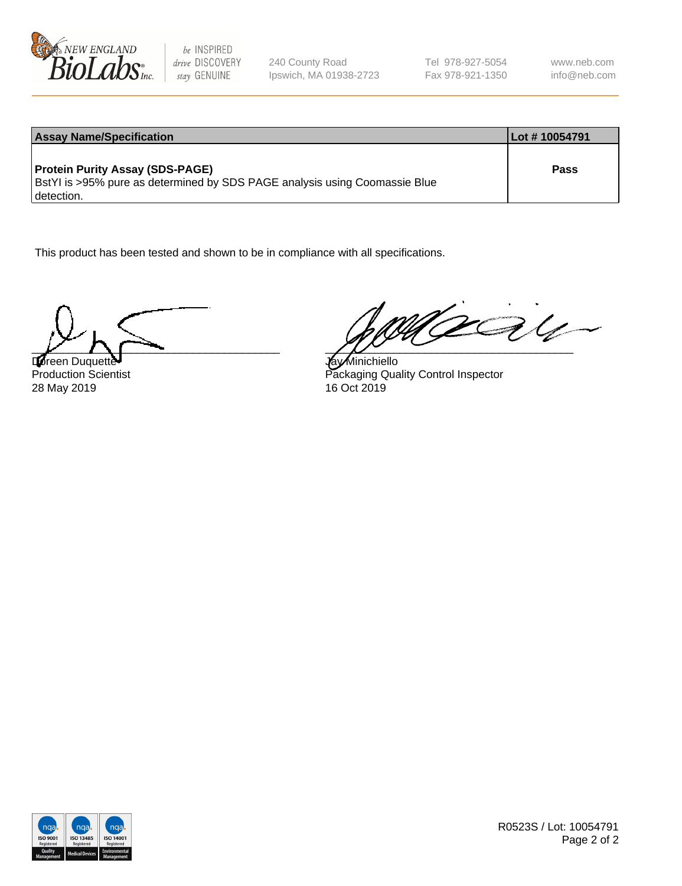| Assay Name/Specification | Lot # 10054791 |
| --- | --- |
| **Protein Purity Assay (SDS-PAGE)**<br>BstYI is >95% pure as determined by SDS PAGE analysis using Coomassie Blue detection. | **Pass** |

This product has been tested and shown to be in compliance with all specifications.

Doreen Duquette
Production Scientist
28 May 2019

Jay Minichiello
Packaging Quality Control Inspector
16 Oct 2019

R0523S / Lot: 10054791